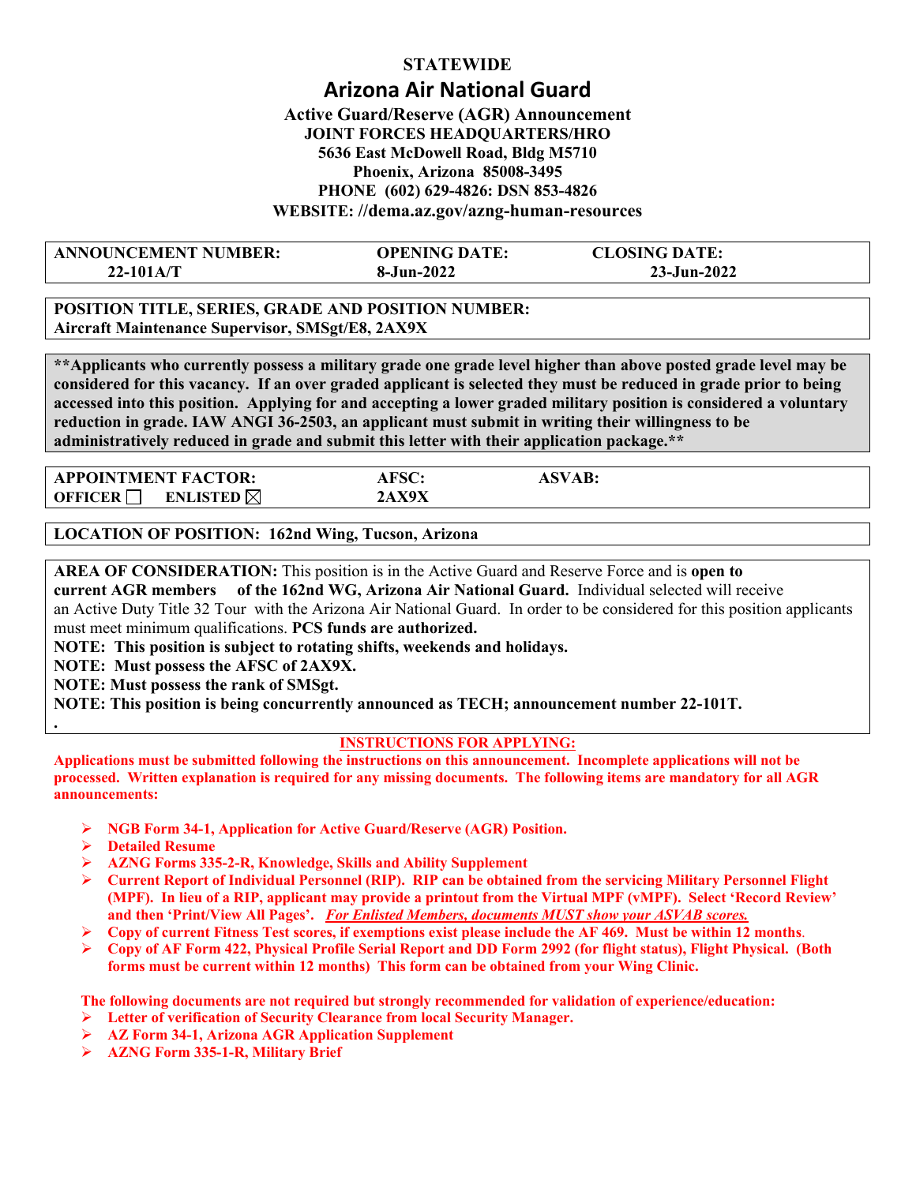**STATEWIDE**

# Arizona Air National Guard

**Active Guard/Reserve (AGR) Announcement**
**JOINT FORCES HEADQUARTERS/HRO**
**5636 East McDowell Road, Bldg M5710**
**Phoenix, Arizona 85008-3495**
**PHONE (602) 629-4826: DSN 853-4826**
**WEBSITE: //dema.az.gov/azng-human-resources**

| ANNOUNCEMENT NUMBER: | OPENING DATE: | CLOSING DATE: |
|---|---|---|
| 22-101A/T | 8-Jun-2022 | 23-Jun-2022 |

**POSITION TITLE, SERIES, GRADE AND POSITION NUMBER:**
**Aircraft Maintenance Supervisor, SMSgt/E8, 2AX9X**

**\*\*Applicants who currently possess a military grade one grade level higher than above posted grade level may be considered for this vacancy. If an over graded applicant is selected they must be reduced in grade prior to being accessed into this position. Applying for and accepting a lower graded military position is considered a voluntary reduction in grade. IAW ANGI 36-2503, an applicant must submit in writing their willingness to be administratively reduced in grade and submit this letter with their application package.\*\***

| APPOINTMENT FACTOR: | AFSC: | ASVAB: |
|---|---|---|
| OFFICER ☐ ENLISTED ☒ | 2AX9X | |

**LOCATION OF POSITION: 162nd Wing, Tucson, Arizona**

**AREA OF CONSIDERATION:** This position is in the Active Guard and Reserve Force and is **open to current AGR members of the 162nd WG, Arizona Air National Guard.** Individual selected will receive an Active Duty Title 32 Tour with the Arizona Air National Guard. In order to be considered for this position applicants must meet minimum qualifications. **PCS funds are authorized.**

**NOTE: This position is subject to rotating shifts, weekends and holidays.**
**NOTE: Must possess the AFSC of 2AX9X.**
**NOTE: Must possess the rank of SMSgt.**
**NOTE: This position is being concurrently announced as TECH; announcement number 22-101T.**

**INSTRUCTIONS FOR APPLYING:**

**Applications must be submitted following the instructions on this announcement. Incomplete applications will not be processed. Written explanation is required for any missing documents. The following items are mandatory for all AGR announcements:**

- **NGB Form 34-1, Application for Active Guard/Reserve (AGR) Position.**
- **Detailed Resume**
- **AZNG Forms 335-2-R, Knowledge, Skills and Ability Supplement**
- **Current Report of Individual Personnel (RIP). RIP can be obtained from the servicing Military Personnel Flight (MPF). In lieu of a RIP, applicant may provide a printout from the Virtual MPF (vMPF). Select 'Record Review' and then 'Print/View All Pages'. *For Enlisted Members, documents MUST show your ASVAB scores.***
- **Copy of current Fitness Test scores, if exemptions exist please include the AF 469. Must be within 12 months.**
- **Copy of AF Form 422, Physical Profile Serial Report and DD Form 2992 (for flight status), Flight Physical. (Both forms must be current within 12 months) This form can be obtained from your Wing Clinic.**

**The following documents are not required but strongly recommended for validation of experience/education:**

- **Letter of verification of Security Clearance from local Security Manager.**
- **AZ Form 34-1, Arizona AGR Application Supplement**
- **AZNG Form 335-1-R, Military Brief**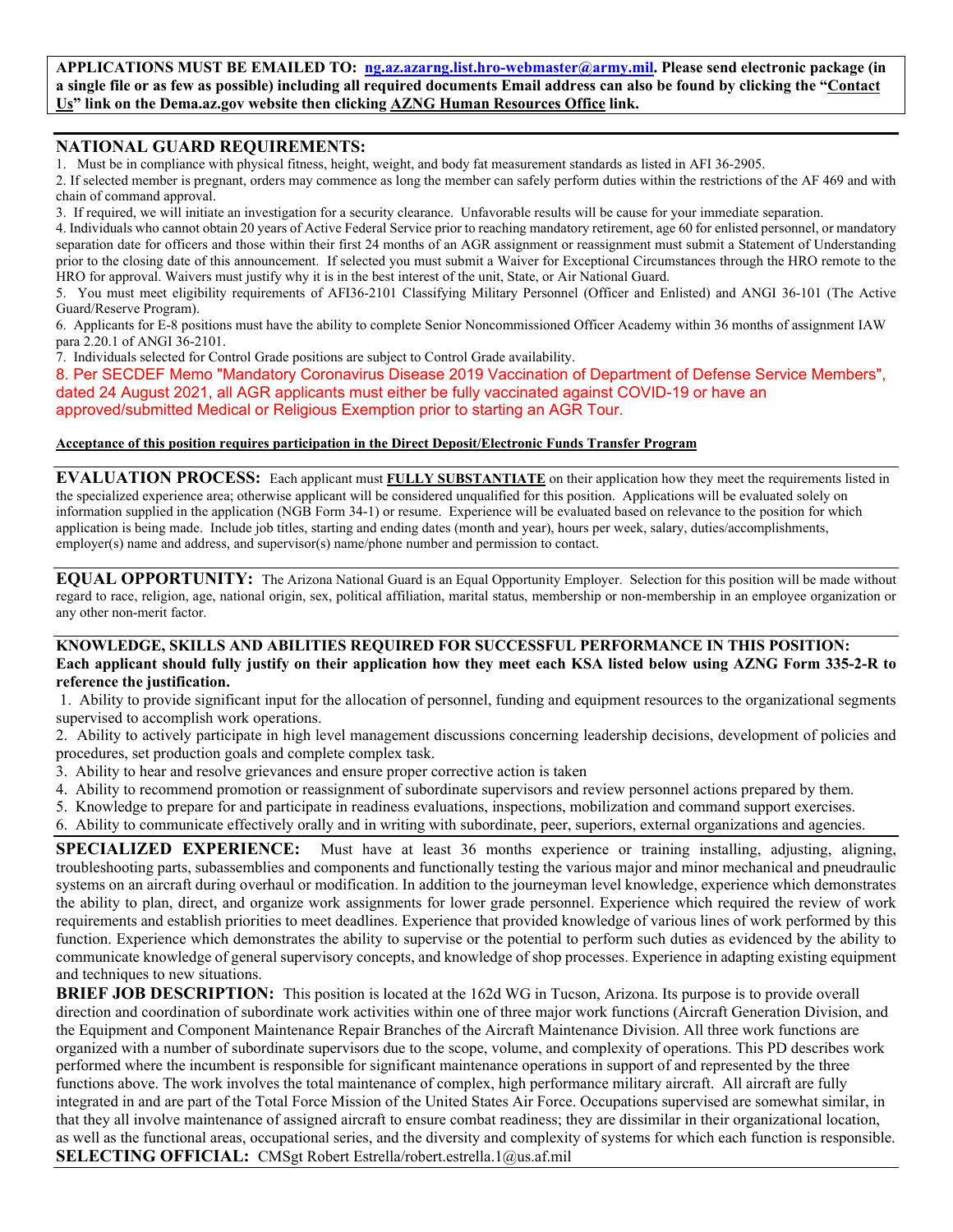**APPLICATIONS MUST BE EMAILED TO: ng.az.azarng.list.hro-webmaster@army.mil. Please send electronic package (in a single file or as few as possible) including all required documents Email address can also be found by clicking the "Contact Us" link on the Dema.az.gov website then clicking AZNG Human Resources Office link.**

## NATIONAL GUARD REQUIREMENTS:

1. Must be in compliance with physical fitness, height, weight, and body fat measurement standards as listed in AFI 36-2905.
2. If selected member is pregnant, orders may commence as long the member can safely perform duties within the restrictions of the AF 469 and with chain of command approval.
3. If required, we will initiate an investigation for a security clearance. Unfavorable results will be cause for your immediate separation.
4. Individuals who cannot obtain 20 years of Active Federal Service prior to reaching mandatory retirement, age 60 for enlisted personnel, or mandatory separation date for officers and those within their first 24 months of an AGR assignment or reassignment must submit a Statement of Understanding prior to the closing date of this announcement. If selected you must submit a Waiver for Exceptional Circumstances through the HRO remote to the HRO for approval. Waivers must justify why it is in the best interest of the unit, State, or Air National Guard.
5. You must meet eligibility requirements of AFI36-2101 Classifying Military Personnel (Officer and Enlisted) and ANGI 36-101 (The Active Guard/Reserve Program).
6. Applicants for E-8 positions must have the ability to complete Senior Noncommissioned Officer Academy within 36 months of assignment IAW para 2.20.1 of ANGI 36-2101.
7. Individuals selected for Control Grade positions are subject to Control Grade availability.
8. Per SECDEF Memo "Mandatory Coronavirus Disease 2019 Vaccination of Department of Defense Service Members", dated 24 August 2021, all AGR applicants must either be fully vaccinated against COVID-19 or have an approved/submitted Medical or Religious Exemption prior to starting an AGR Tour.

**Acceptance of this position requires participation in the Direct Deposit/Electronic Funds Transfer Program**

**EVALUATION PROCESS:** Each applicant must **FULLY SUBSTANTIATE** on their application how they meet the requirements listed in the specialized experience area; otherwise applicant will be considered unqualified for this position. Applications will be evaluated solely on information supplied in the application (NGB Form 34-1) or resume. Experience will be evaluated based on relevance to the position for which application is being made. Include job titles, starting and ending dates (month and year), hours per week, salary, duties/accomplishments, employer(s) name and address, and supervisor(s) name/phone number and permission to contact.

**EQUAL OPPORTUNITY:** The Arizona National Guard is an Equal Opportunity Employer. Selection for this position will be made without regard to race, religion, age, national origin, sex, political affiliation, marital status, membership or non-membership in an employee organization or any other non-merit factor.

**KNOWLEDGE, SKILLS AND ABILITIES REQUIRED FOR SUCCESSFUL PERFORMANCE IN THIS POSITION:**
**Each applicant should fully justify on their application how they meet each KSA listed below using AZNG Form 335-2-R to reference the justification.**

1. Ability to provide significant input for the allocation of personnel, funding and equipment resources to the organizational segments supervised to accomplish work operations.
2. Ability to actively participate in high level management discussions concerning leadership decisions, development of policies and procedures, set production goals and complete complex task.
3. Ability to hear and resolve grievances and ensure proper corrective action is taken
4. Ability to recommend promotion or reassignment of subordinate supervisors and review personnel actions prepared by them.
5. Knowledge to prepare for and participate in readiness evaluations, inspections, mobilization and command support exercises.
6. Ability to communicate effectively orally and in writing with subordinate, peer, superiors, external organizations and agencies.

**SPECIALIZED EXPERIENCE:** Must have at least 36 months experience or training installing, adjusting, aligning, troubleshooting parts, subassemblies and components and functionally testing the various major and minor mechanical and pneudraulic systems on an aircraft during overhaul or modification. In addition to the journeyman level knowledge, experience which demonstrates the ability to plan, direct, and organize work assignments for lower grade personnel. Experience which required the review of work requirements and establish priorities to meet deadlines. Experience that provided knowledge of various lines of work performed by this function. Experience which demonstrates the ability to supervise or the potential to perform such duties as evidenced by the ability to communicate knowledge of general supervisory concepts, and knowledge of shop processes. Experience in adapting existing equipment and techniques to new situations.

**BRIEF JOB DESCRIPTION:** This position is located at the 162d WG in Tucson, Arizona. Its purpose is to provide overall direction and coordination of subordinate work activities within one of three major work functions (Aircraft Generation Division, and the Equipment and Component Maintenance Repair Branches of the Aircraft Maintenance Division. All three work functions are organized with a number of subordinate supervisors due to the scope, volume, and complexity of operations. This PD describes work performed where the incumbent is responsible for significant maintenance operations in support of and represented by the three functions above. The work involves the total maintenance of complex, high performance military aircraft. All aircraft are fully integrated in and are part of the Total Force Mission of the United States Air Force. Occupations supervised are somewhat similar, in that they all involve maintenance of assigned aircraft to ensure combat readiness; they are dissimilar in their organizational location, as well as the functional areas, occupational series, and the diversity and complexity of systems for which each function is responsible.

**SELECTING OFFICIAL:** CMSgt Robert Estrella/robert.estrella.1@us.af.mil